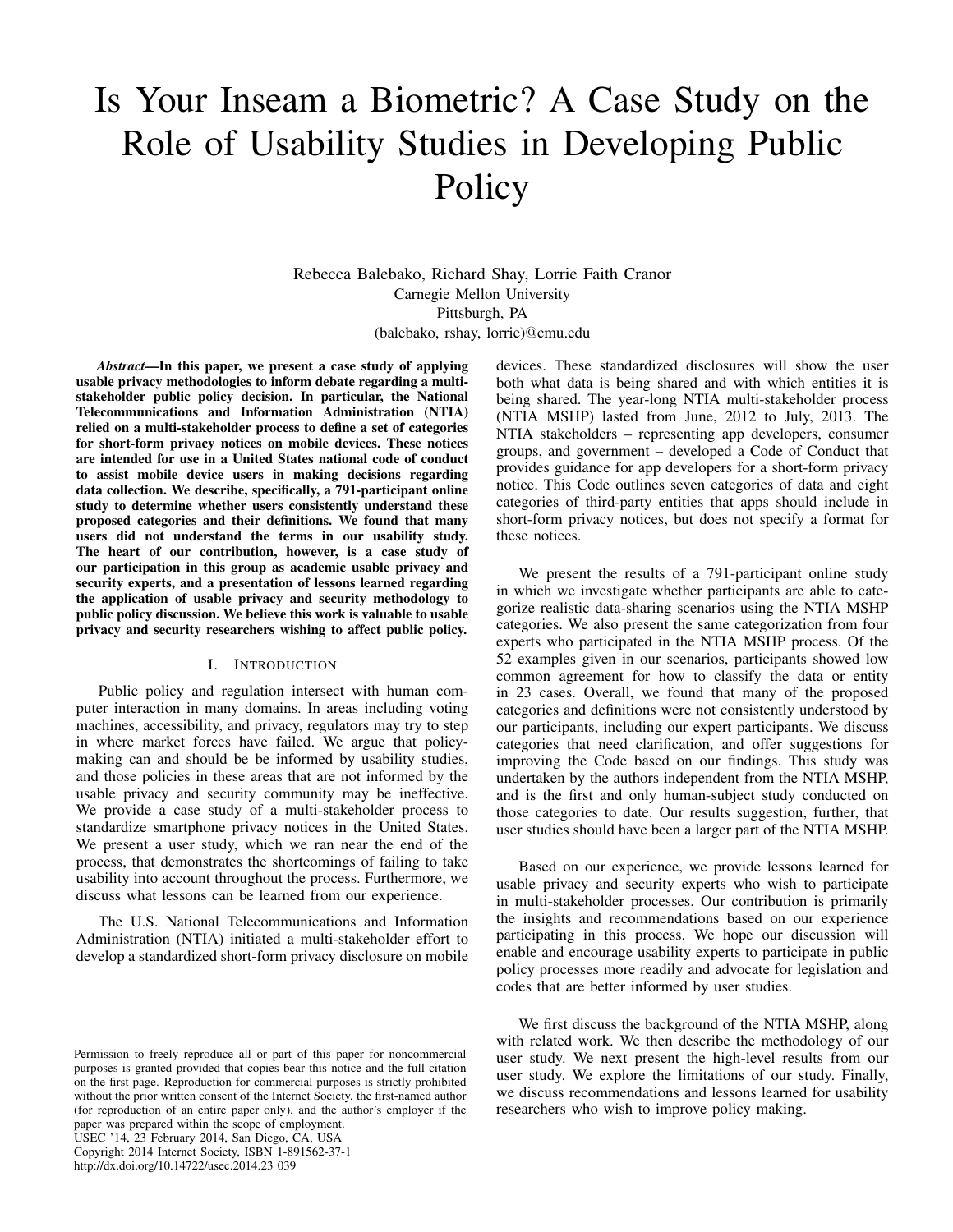# Is Your Inseam a Biometric? A Case Study on the Role of Usability Studies in Developing Public Policy

Rebecca Balebako, Richard Shay, Lorrie Faith Cranor
Carnegie Mellon University
Pittsburgh, PA
(balebako, rshay, lorrie)@cmu.edu

***Abstract*—In this paper, we present a case study of applying usable privacy methodologies to inform debate regarding a multi-stakeholder public policy decision. In particular, the National Telecommunications and Information Administration (NTIA) relied on a multi-stakeholder process to define a set of categories for short-form privacy notices on mobile devices. These notices are intended for use in a United States national code of conduct to assist mobile device users in making decisions regarding data collection. We describe, specifically, a 791-participant online study to determine whether users consistently understand these proposed categories and their definitions. We found that many users did not understand the terms in our usability study. The heart of our contribution, however, is a case study of our participation in this group as academic usable privacy and security experts, and a presentation of lessons learned regarding the application of usable privacy and security methodology to public policy discussion. We believe this work is valuable to usable privacy and security researchers wishing to affect public policy.**

## I. Introduction

Public policy and regulation intersect with human computer interaction in many domains. In areas including voting machines, accessibility, and privacy, regulators may try to step in where market forces have failed. We argue that policy-making can and should be be informed by usability studies, and those policies in these areas that are not informed by the usable privacy and security community may be ineffective. We provide a case study of a multi-stakeholder process to standardize smartphone privacy notices in the United States. We present a user study, which we ran near the end of the process, that demonstrates the shortcomings of failing to take usability into account throughout the process. Furthermore, we discuss what lessons can be learned from our experience.

The U.S. National Telecommunications and Information Administration (NTIA) initiated a multi-stakeholder effort to develop a standardized short-form privacy disclosure on mobile devices. These standardized disclosures will show the user both what data is being shared and with which entities it is being shared. The year-long NTIA multi-stakeholder process (NTIA MSHP) lasted from June, 2012 to July, 2013. The NTIA stakeholders – representing app developers, consumer groups, and government – developed a Code of Conduct that provides guidance for app developers for a short-form privacy notice. This Code outlines seven categories of data and eight categories of third-party entities that apps should include in short-form privacy notices, but does not specify a format for these notices.

We present the results of a 791-participant online study in which we investigate whether participants are able to categorize realistic data-sharing scenarios using the NTIA MSHP categories. We also present the same categorization from four experts who participated in the NTIA MSHP process. Of the 52 examples given in our scenarios, participants showed low common agreement for how to classify the data or entity in 23 cases. Overall, we found that many of the proposed categories and definitions were not consistently understood by our participants, including our expert participants. We discuss categories that need clarification, and offer suggestions for improving the Code based on our findings. This study was undertaken by the authors independent from the NTIA MSHP, and is the first and only human-subject study conducted on those categories to date. Our results suggestion, further, that user studies should have been a larger part of the NTIA MSHP.

Based on our experience, we provide lessons learned for usable privacy and security experts who wish to participate in multi-stakeholder processes. Our contribution is primarily the insights and recommendations based on our experience participating in this process. We hope our discussion will enable and encourage usability experts to participate in public policy processes more readily and advocate for legislation and codes that are better informed by user studies.

We first discuss the background of the NTIA MSHP, along with related work. We then describe the methodology of our user study. We next present the high-level results from our user study. We explore the limitations of our study. Finally, we discuss recommendations and lessons learned for usability researchers who wish to improve policy making.

Permission to freely reproduce all or part of this paper for noncommercial purposes is granted provided that copies bear this notice and the full citation on the first page. Reproduction for commercial purposes is strictly prohibited without the prior written consent of the Internet Society, the first-named author (for reproduction of an entire paper only), and the author's employer if the paper was prepared within the scope of employment.
USEC '14, 23 February 2014, San Diego, CA, USA
Copyright 2014 Internet Society, ISBN 1-891562-37-1
http://dx.doi.org/10.14722/usec.2014.23 039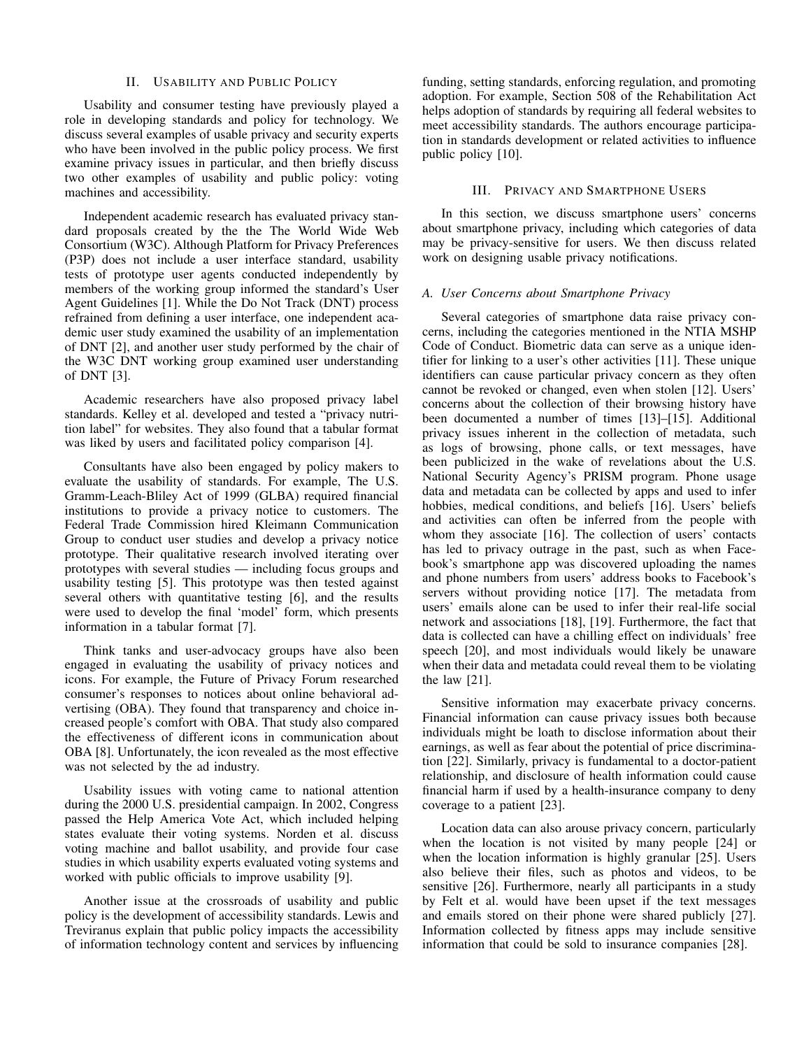## II. Usability and Public Policy

Usability and consumer testing have previously played a role in developing standards and policy for technology. We discuss several examples of usable privacy and security experts who have been involved in the public policy process. We first examine privacy issues in particular, and then briefly discuss two other examples of usability and public policy: voting machines and accessibility.

Independent academic research has evaluated privacy standard proposals created by the the The World Wide Web Consortium (W3C). Although Platform for Privacy Preferences (P3P) does not include a user interface standard, usability tests of prototype user agents conducted independently by members of the working group informed the standard's User Agent Guidelines [1]. While the Do Not Track (DNT) process refrained from defining a user interface, one independent academic user study examined the usability of an implementation of DNT [2], and another user study performed by the chair of the W3C DNT working group examined user understanding of DNT [3].

Academic researchers have also proposed privacy label standards. Kelley et al. developed and tested a "privacy nutrition label" for websites. They also found that a tabular format was liked by users and facilitated policy comparison [4].

Consultants have also been engaged by policy makers to evaluate the usability of standards. For example, The U.S. Gramm-Leach-Bliley Act of 1999 (GLBA) required financial institutions to provide a privacy notice to customers. The Federal Trade Commission hired Kleimann Communication Group to conduct user studies and develop a privacy notice prototype. Their qualitative research involved iterating over prototypes with several studies — including focus groups and usability testing [5]. This prototype was then tested against several others with quantitative testing [6], and the results were used to develop the final 'model' form, which presents information in a tabular format [7].

Think tanks and user-advocacy groups have also been engaged in evaluating the usability of privacy notices and icons. For example, the Future of Privacy Forum researched consumer's responses to notices about online behavioral advertising (OBA). They found that transparency and choice increased people's comfort with OBA. That study also compared the effectiveness of different icons in communication about OBA [8]. Unfortunately, the icon revealed as the most effective was not selected by the ad industry.

Usability issues with voting came to national attention during the 2000 U.S. presidential campaign. In 2002, Congress passed the Help America Vote Act, which included helping states evaluate their voting systems. Norden et al. discuss voting machine and ballot usability, and provide four case studies in which usability experts evaluated voting systems and worked with public officials to improve usability [9].

Another issue at the crossroads of usability and public policy is the development of accessibility standards. Lewis and Treviranus explain that public policy impacts the accessibility of information technology content and services by influencing funding, setting standards, enforcing regulation, and promoting adoption. For example, Section 508 of the Rehabilitation Act helps adoption of standards by requiring all federal websites to meet accessibility standards. The authors encourage participation in standards development or related activities to influence public policy [10].

## III. Privacy and Smartphone Users

In this section, we discuss smartphone users' concerns about smartphone privacy, including which categories of data may be privacy-sensitive for users. We then discuss related work on designing usable privacy notifications.

### *A. User Concerns about Smartphone Privacy*

Several categories of smartphone data raise privacy concerns, including the categories mentioned in the NTIA MSHP Code of Conduct. Biometric data can serve as a unique identifier for linking to a user's other activities [11]. These unique identifiers can cause particular privacy concern as they often cannot be revoked or changed, even when stolen [12]. Users' concerns about the collection of their browsing history have been documented a number of times [13]–[15]. Additional privacy issues inherent in the collection of metadata, such as logs of browsing, phone calls, or text messages, have been publicized in the wake of revelations about the U.S. National Security Agency's PRISM program. Phone usage data and metadata can be collected by apps and used to infer hobbies, medical conditions, and beliefs [16]. Users' beliefs and activities can often be inferred from the people with whom they associate [16]. The collection of users' contacts has led to privacy outrage in the past, such as when Facebook's smartphone app was discovered uploading the names and phone numbers from users' address books to Facebook's servers without providing notice [17]. The metadata from users' emails alone can be used to infer their real-life social network and associations [18], [19]. Furthermore, the fact that data is collected can have a chilling effect on individuals' free speech [20], and most individuals would likely be unaware when their data and metadata could reveal them to be violating the law [21].

Sensitive information may exacerbate privacy concerns. Financial information can cause privacy issues both because individuals might be loath to disclose information about their earnings, as well as fear about the potential of price discrimination [22]. Similarly, privacy is fundamental to a doctor-patient relationship, and disclosure of health information could cause financial harm if used by a health-insurance company to deny coverage to a patient [23].

Location data can also arouse privacy concern, particularly when the location is not visited by many people [24] or when the location information is highly granular [25]. Users also believe their files, such as photos and videos, to be sensitive [26]. Furthermore, nearly all participants in a study by Felt et al. would have been upset if the text messages and emails stored on their phone were shared publicly [27]. Information collected by fitness apps may include sensitive information that could be sold to insurance companies [28].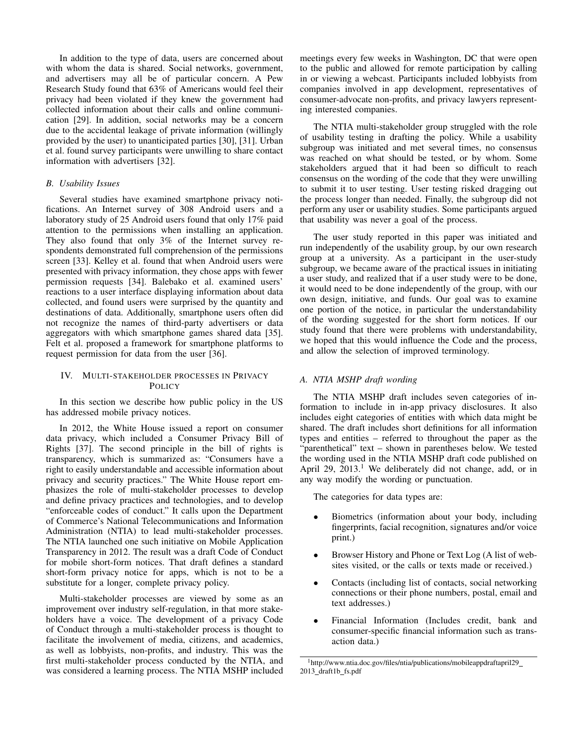In addition to the type of data, users are concerned about with whom the data is shared. Social networks, government, and advertisers may all be of particular concern. A Pew Research Study found that 63% of Americans would feel their privacy had been violated if they knew the government had collected information about their calls and online communication [29]. In addition, social networks may be a concern due to the accidental leakage of private information (willingly provided by the user) to unanticipated parties [30], [31]. Urban et al. found survey participants were unwilling to share contact information with advertisers [32].

### *B. Usability Issues*

Several studies have examined smartphone privacy notifications. An Internet survey of 308 Android users and a laboratory study of 25 Android users found that only 17% paid attention to the permissions when installing an application. They also found that only 3% of the Internet survey respondents demonstrated full comprehension of the permissions screen [33]. Kelley et al. found that when Android users were presented with privacy information, they chose apps with fewer permission requests [34]. Balebako et al. examined users' reactions to a user interface displaying information about data collected, and found users were surprised by the quantity and destinations of data. Additionally, smartphone users often did not recognize the names of third-party advertisers or data aggregators with which smartphone games shared data [35]. Felt et al. proposed a framework for smartphone platforms to request permission for data from the user [36].

## IV. Multi-stakeholder processes in Privacy Policy

In this section we describe how public policy in the US has addressed mobile privacy notices.

In 2012, the White House issued a report on consumer data privacy, which included a Consumer Privacy Bill of Rights [37]. The second principle in the bill of rights is transparency, which is summarized as: "Consumers have a right to easily understandable and accessible information about privacy and security practices." The White House report emphasizes the role of multi-stakeholder processes to develop and define privacy practices and technologies, and to develop "enforceable codes of conduct." It calls upon the Department of Commerce's National Telecommunications and Information Administration (NTIA) to lead multi-stakeholder processes. The NTIA launched one such initiative on Mobile Application Transparency in 2012. The result was a draft Code of Conduct for mobile short-form notices. That draft defines a standard short-form privacy notice for apps, which is not to be a substitute for a longer, complete privacy policy.

Multi-stakeholder processes are viewed by some as an improvement over industry self-regulation, in that more stakeholders have a voice. The development of a privacy Code of Conduct through a multi-stakeholder process is thought to facilitate the involvement of media, citizens, and academics, as well as lobbyists, non-profits, and industry. This was the first multi-stakeholder process conducted by the NTIA, and was considered a learning process. The NTIA MSHP included meetings every few weeks in Washington, DC that were open to the public and allowed for remote participation by calling in or viewing a webcast. Participants included lobbyists from companies involved in app development, representatives of consumer-advocate non-profits, and privacy lawyers representing interested companies.

The NTIA multi-stakeholder group struggled with the role of usability testing in drafting the policy. While a usability subgroup was initiated and met several times, no consensus was reached on what should be tested, or by whom. Some stakeholders argued that it had been so difficult to reach consensus on the wording of the code that they were unwilling to submit it to user testing. User testing risked dragging out the process longer than needed. Finally, the subgroup did not perform any user or usability studies. Some participants argued that usability was never a goal of the process.

The user study reported in this paper was initiated and run independently of the usability group, by our own research group at a university. As a participant in the user-study subgroup, we became aware of the practical issues in initiating a user study, and realized that if a user study were to be done, it would need to be done independently of the group, with our own design, initiative, and funds. Our goal was to examine one portion of the notice, in particular the understandability of the wording suggested for the short form notices. If our study found that there were problems with understandability, we hoped that this would influence the Code and the process, and allow the selection of improved terminology.

### *A. NTIA MSHP draft wording*

The NTIA MSHP draft includes seven categories of information to include in in-app privacy disclosures. It also includes eight categories of entities with which data might be shared. The draft includes short definitions for all information types and entities – referred to throughout the paper as the "parenthetical" text – shown in parentheses below. We tested the wording used in the NTIA MSHP draft code published on April 29, 2013.[1] We deliberately did not change, add, or in any way modify the wording or punctuation.

The categories for data types are:

- Biometrics (information about your body, including fingerprints, facial recognition, signatures and/or voice print.)
- Browser History and Phone or Text Log (A list of websites visited, or the calls or texts made or received.)
- Contacts (including list of contacts, social networking connections or their phone numbers, postal, email and text addresses.)
- Financial Information (Includes credit, bank and consumer-specific financial information such as transaction data.)

[1] http://www.ntia.doc.gov/files/ntia/publications/mobileappdraftapril29_2013_draft1b_fs.pdf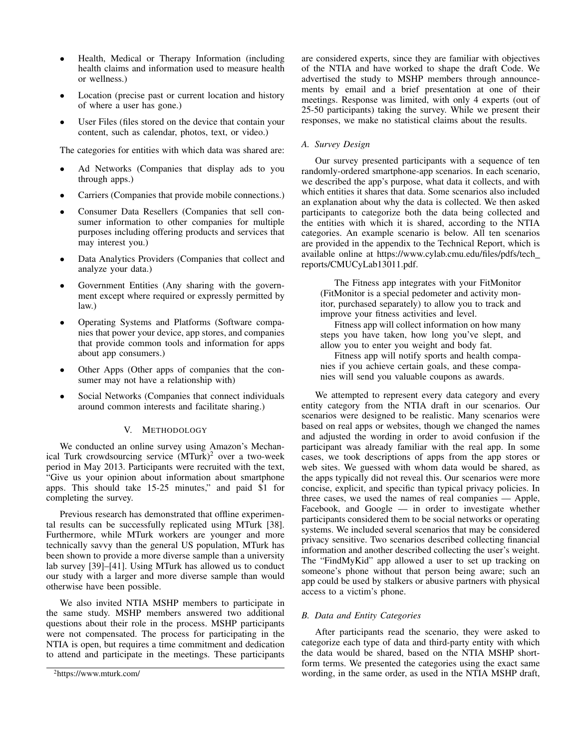- Health, Medical or Therapy Information (including health claims and information used to measure health or wellness.)
- Location (precise past or current location and history of where a user has gone.)
- User Files (files stored on the device that contain your content, such as calendar, photos, text, or video.)

The categories for entities with which data was shared are:

- Ad Networks (Companies that display ads to you through apps.)
- Carriers (Companies that provide mobile connections.)
- Consumer Data Resellers (Companies that sell consumer information to other companies for multiple purposes including offering products and services that may interest you.)
- Data Analytics Providers (Companies that collect and analyze your data.)
- Government Entities (Any sharing with the government except where required or expressly permitted by law.)
- Operating Systems and Platforms (Software companies that power your device, app stores, and companies that provide common tools and information for apps about app consumers.)
- Other Apps (Other apps of companies that the consumer may not have a relationship with)
- Social Networks (Companies that connect individuals around common interests and facilitate sharing.)

## V. METHODOLOGY

We conducted an online survey using Amazon's Mechanical Turk crowdsourcing service (MTurk)[2] over a two-week period in May 2013. Participants were recruited with the text, "Give us your opinion about information about smartphone apps. This should take 15-25 minutes," and paid $1 for completing the survey.

Previous research has demonstrated that offline experimental results can be successfully replicated using MTurk [38]. Furthermore, while MTurk workers are younger and more technically savvy than the general US population, MTurk has been shown to provide a more diverse sample than a university lab survey [39]–[41]. Using MTurk has allowed us to conduct our study with a larger and more diverse sample than would otherwise have been possible.

We also invited NTIA MSHP members to participate in the same study. MSHP members answered two additional questions about their role in the process. MSHP participants were not compensated. The process for participating in the NTIA is open, but requires a time commitment and dedication to attend and participate in the meetings. These participants are considered experts, since they are familiar with objectives of the NTIA and have worked to shape the draft Code. We advertised the study to MSHP members through announcements by email and a brief presentation at one of their meetings. Response was limited, with only 4 experts (out of 25-50 participants) taking the survey. While we present their responses, we make no statistical claims about the results.

### A. Survey Design

Our survey presented participants with a sequence of ten randomly-ordered smartphone-app scenarios. In each scenario, we described the app's purpose, what data it collects, and with which entities it shares that data. Some scenarios also included an explanation about why the data is collected. We then asked participants to categorize both the data being collected and the entities with which it is shared, according to the NTIA categories. An example scenario is below. All ten scenarios are provided in the appendix to the Technical Report, which is available online at https://www.cylab.cmu.edu/files/pdfs/tech_reports/CMUCyLab13011.pdf.

> The Fitness app integrates with your FitMonitor (FitMonitor is a special pedometer and activity monitor, purchased separately) to allow you to track and improve your fitness activities and level.
>
> Fitness app will collect information on how many steps you have taken, how long you've slept, and allow you to enter you weight and body fat.
>
> Fitness app will notify sports and health companies if you achieve certain goals, and these companies will send you valuable coupons as awards.

We attempted to represent every data category and every entity category from the NTIA draft in our scenarios. Our scenarios were designed to be realistic. Many scenarios were based on real apps or websites, though we changed the names and adjusted the wording in order to avoid confusion if the participant was already familiar with the real app. In some cases, we took descriptions of apps from the app stores or web sites. We guessed with whom data would be shared, as the apps typically did not reveal this. Our scenarios were more concise, explicit, and specific than typical privacy policies. In three cases, we used the names of real companies — Apple, Facebook, and Google — in order to investigate whether participants considered them to be social networks or operating systems. We included several scenarios that may be considered privacy sensitive. Two scenarios described collecting financial information and another described collecting the user's weight. The "FindMyKid" app allowed a user to set up tracking on someone's phone without that person being aware; such an app could be used by stalkers or abusive partners with physical access to a victim's phone.

### B. Data and Entity Categories

After participants read the scenario, they were asked to categorize each type of data and third-party entity with which the data would be shared, based on the NTIA MSHP short-form terms. We presented the categories using the exact same wording, in the same order, as used in the NTIA MSHP draft,

[2] https://www.mturk.com/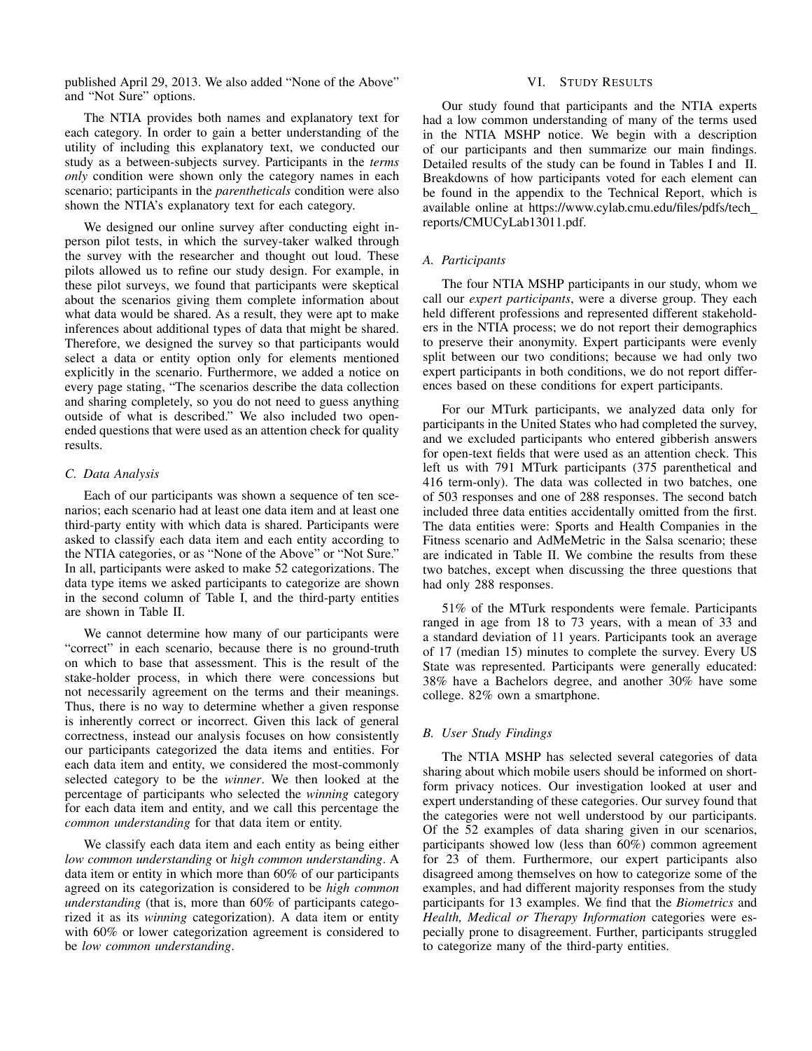published April 29, 2013. We also added "None of the Above" and "Not Sure" options.

The NTIA provides both names and explanatory text for each category. In order to gain a better understanding of the utility of including this explanatory text, we conducted our study as a between-subjects survey. Participants in the *terms only* condition were shown only the category names in each scenario; participants in the *parentheticals* condition were also shown the NTIA's explanatory text for each category.

We designed our online survey after conducting eight in-person pilot tests, in which the survey-taker walked through the survey with the researcher and thought out loud. These pilots allowed us to refine our study design. For example, in these pilot surveys, we found that participants were skeptical about the scenarios giving them complete information about what data would be shared. As a result, they were apt to make inferences about additional types of data that might be shared. Therefore, we designed the survey so that participants would select a data or entity option only for elements mentioned explicitly in the scenario. Furthermore, we added a notice on every page stating, "The scenarios describe the data collection and sharing completely, so you do not need to guess anything outside of what is described." We also included two open-ended questions that were used as an attention check for quality results.

### C. Data Analysis

Each of our participants was shown a sequence of ten scenarios; each scenario had at least one data item and at least one third-party entity with which data is shared. Participants were asked to classify each data item and each entity according to the NTIA categories, or as "None of the Above" or "Not Sure." In all, participants were asked to make 52 categorizations. The data type items we asked participants to categorize are shown in the second column of Table I, and the third-party entities are shown in Table II.

We cannot determine how many of our participants were "correct" in each scenario, because there is no ground-truth on which to base that assessment. This is the result of the stake-holder process, in which there were concessions but not necessarily agreement on the terms and their meanings. Thus, there is no way to determine whether a given response is inherently correct or incorrect. Given this lack of general correctness, instead our analysis focuses on how consistently our participants categorized the data items and entities. For each data item and entity, we considered the most-commonly selected category to be the *winner*. We then looked at the percentage of participants who selected the *winning* category for each data item and entity, and we call this percentage the *common understanding* for that data item or entity.

We classify each data item and each entity as being either *low common understanding* or *high common understanding*. A data item or entity in which more than 60% of our participants agreed on its categorization is considered to be *high common understanding* (that is, more than 60% of participants categorized it as its *winning* categorization). A data item or entity with 60% or lower categorization agreement is considered to be *low common understanding*.

## VI. Study Results

Our study found that participants and the NTIA experts had a low common understanding of many of the terms used in the NTIA MSHP notice. We begin with a description of our participants and then summarize our main findings. Detailed results of the study can be found in Tables I and II. Breakdowns of how participants voted for each element can be found in the appendix to the Technical Report, which is available online at https://www.cylab.cmu.edu/files/pdfs/tech_reports/CMUCyLab13011.pdf.

### A. Participants

The four NTIA MSHP participants in our study, whom we call our *expert participants*, were a diverse group. They each held different professions and represented different stakeholders in the NTIA process; we do not report their demographics to preserve their anonymity. Expert participants were evenly split between our two conditions; because we had only two expert participants in both conditions, we do not report differences based on these conditions for expert participants.

For our MTurk participants, we analyzed data only for participants in the United States who had completed the survey, and we excluded participants who entered gibberish answers for open-text fields that were used as an attention check. This left us with 791 MTurk participants (375 parenthetical and 416 term-only). The data was collected in two batches, one of 503 responses and one of 288 responses. The second batch included three data entities accidentally omitted from the first. The data entities were: Sports and Health Companies in the Fitness scenario and AdMeMetric in the Salsa scenario; these are indicated in Table II. We combine the results from these two batches, except when discussing the three questions that had only 288 responses.

51% of the MTurk respondents were female. Participants ranged in age from 18 to 73 years, with a mean of 33 and a standard deviation of 11 years. Participants took an average of 17 (median 15) minutes to complete the survey. Every US State was represented. Participants were generally educated: 38% have a Bachelors degree, and another 30% have some college. 82% own a smartphone.

### B. User Study Findings

The NTIA MSHP has selected several categories of data sharing about which mobile users should be informed on short-form privacy notices. Our investigation looked at user and expert understanding of these categories. Our survey found that the categories were not well understood by our participants. Of the 52 examples of data sharing given in our scenarios, participants showed low (less than 60%) common agreement for 23 of them. Furthermore, our expert participants also disagreed among themselves on how to categorize some of the examples, and had different majority responses from the study participants for 13 examples. We find that the *Biometrics* and *Health, Medical or Therapy Information* categories were especially prone to disagreement. Further, participants struggled to categorize many of the third-party entities.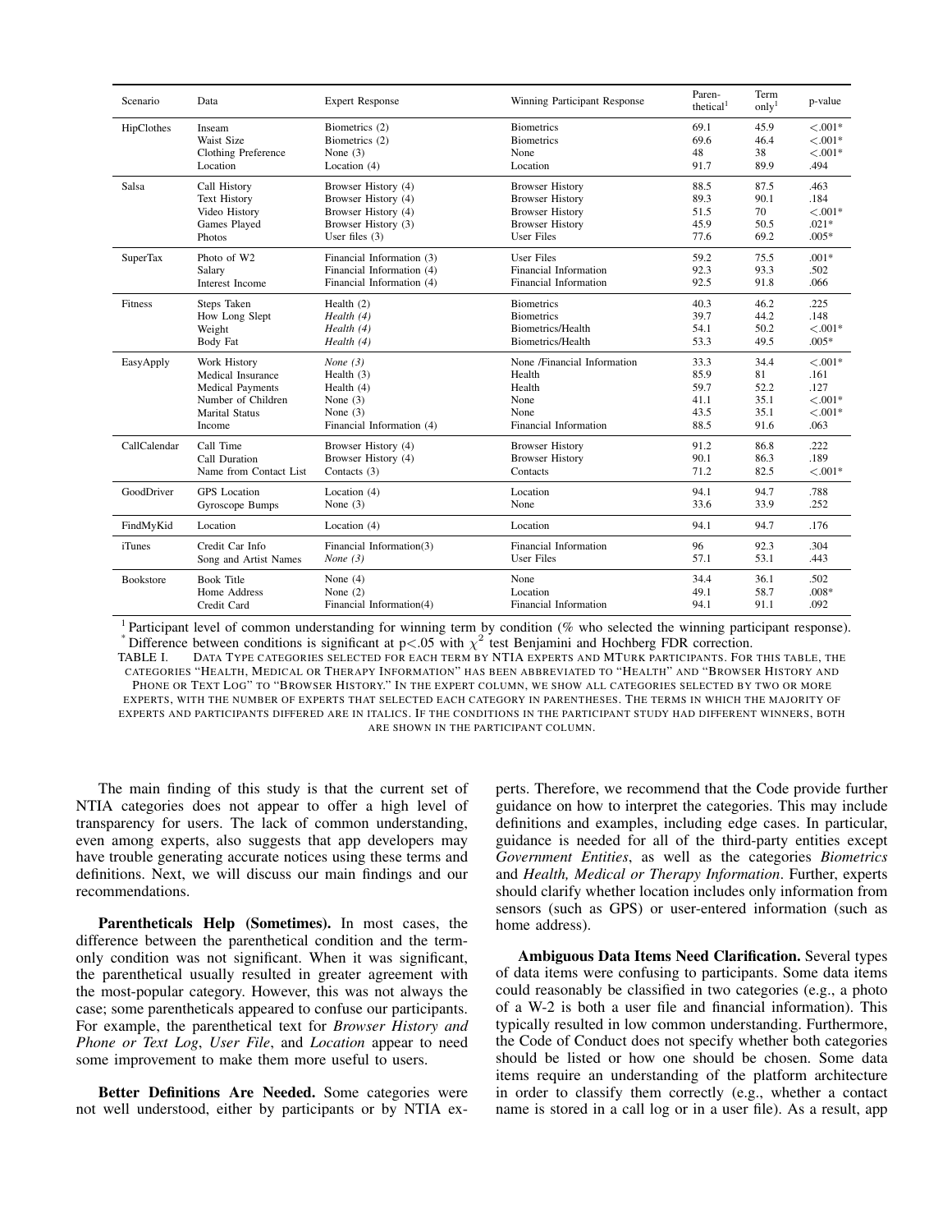| Scenario | Data | Expert Response | Winning Participant Response | Paren-thetical[1] | Term only[1] | p-value |
|---|---|---|---|---|---|---|
| HipClothes | Inseam | Biometrics (2) | Biometrics | 69.1 | 45.9 | <.001* |
| | Waist Size | Biometrics (2) | Biometrics | 69.6 | 46.4 | <.001* |
| | Clothing Preference | None (3) | None | 48 | 38 | <.001* |
| | Location | Location (4) | Location | 91.7 | 89.9 | .494 |
| Salsa | Call History | Browser History (4) | Browser History | 88.5 | 87.5 | .463 |
| | Text History | Browser History (4) | Browser History | 89.3 | 90.1 | .184 |
| | Video History | Browser History (4) | Browser History | 51.5 | 70 | <.001* |
| | Games Played | Browser History (3) | Browser History | 45.9 | 50.5 | .021* |
| | Photos | User files (3) | User Files | 77.6 | 69.2 | .005* |
| SuperTax | Photo of W2 | Financial Information (3) | User Files | 59.2 | 75.5 | .001* |
| | Salary | Financial Information (4) | Financial Information | 92.3 | 93.3 | .502 |
| | Interest Income | Financial Information (4) | Financial Information | 92.5 | 91.8 | .066 |
| Fitness | Steps Taken | Health (2) | Biometrics | 40.3 | 46.2 | .225 |
| | How Long Slept | *Health (4)* | Biometrics | 39.7 | 44.2 | .148 |
| | Weight | *Health (4)* | Biometrics/Health | 54.1 | 50.2 | <.001* |
| | Body Fat | *Health (4)* | Biometrics/Health | 53.3 | 49.5 | .005* |
| EasyApply | Work History | *None (3)* | None /Financial Information | 33.3 | 34.4 | <.001* |
| | Medical Insurance | Health (3) | Health | 85.9 | 81 | .161 |
| | Medical Payments | Health (4) | Health | 59.7 | 52.2 | .127 |
| | Number of Children | None (3) | None | 41.1 | 35.1 | <.001* |
| | Marital Status | None (3) | None | 43.5 | 35.1 | <.001* |
| | Income | Financial Information (4) | Financial Information | 88.5 | 91.6 | .063 |
| CallCalendar | Call Time | Browser History (4) | Browser History | 91.2 | 86.8 | .222 |
| | Call Duration | Browser History (4) | Browser History | 90.1 | 86.3 | .189 |
| | Name from Contact List | Contacts (3) | Contacts | 71.2 | 82.5 | <.001* |
| GoodDriver | GPS Location | Location (4) | Location | 94.1 | 94.7 | .788 |
| | Gyroscope Bumps | None (3) | None | 33.6 | 33.9 | .252 |
| FindMyKid | Location | Location (4) | Location | 94.1 | 94.7 | .176 |
| iTunes | Credit Car Info | Financial Information(3) | Financial Information | 96 | 92.3 | .304 |
| | Song and Artist Names | *None (3)* | User Files | 57.1 | 53.1 | .443 |
| Bookstore | Book Title | None (4) | None | 34.4 | 36.1 | .502 |
| | Home Address | None (2) | Location | 49.1 | 58.7 | .008* |
| | Credit Card | Financial Information(4) | Financial Information | 94.1 | 91.1 | .092 |

[1] Participant level of common understanding for winning term by condition (% who selected the winning participant response).
* Difference between conditions is significant at $p<.05$ with $\chi^2$ test Benjamini and Hochberg FDR correction.

TABLE I. DATA TYPE CATEGORIES SELECTED FOR EACH TERM BY NTIA EXPERTS AND MTURK PARTICIPANTS. FOR THIS TABLE, THE CATEGORIES "HEALTH, MEDICAL OR THERAPY INFORMATION" HAS BEEN ABBREVIATED TO "HEALTH" AND "BROWSER HISTORY AND PHONE OR TEXT LOG" TO "BROWSER HISTORY." IN THE EXPERT COLUMN, WE SHOW ALL CATEGORIES SELECTED BY TWO OR MORE EXPERTS, WITH THE NUMBER OF EXPERTS THAT SELECTED EACH CATEGORY IN PARENTHESES. THE TERMS IN WHICH THE MAJORITY OF EXPERTS AND PARTICIPANTS DIFFERED ARE IN ITALICS. IF THE CONDITIONS IN THE PARTICIPANT STUDY HAD DIFFERENT WINNERS, BOTH ARE SHOWN IN THE PARTICIPANT COLUMN.

The main finding of this study is that the current set of NTIA categories does not appear to offer a high level of transparency for users. The lack of common understanding, even among experts, also suggests that app developers may have trouble generating accurate notices using these terms and definitions. Next, we will discuss our main findings and our recommendations.

**Parentheticals Help (Sometimes).** In most cases, the difference between the parenthetical condition and the term-only condition was not significant. When it was significant, the parenthetical usually resulted in greater agreement with the most-popular category. However, this was not always the case; some parentheticals appeared to confuse our participants. For example, the parenthetical text for *Browser History and Phone or Text Log*, *User File*, and *Location* appear to need some improvement to make them more useful to users.

**Better Definitions Are Needed.** Some categories were not well understood, either by participants or by NTIA experts. Therefore, we recommend that the Code provide further guidance on how to interpret the categories. This may include definitions and examples, including edge cases. In particular, guidance is needed for all of the third-party entities except *Government Entities*, as well as the categories *Biometrics* and *Health, Medical or Therapy Information*. Further, experts should clarify whether location includes only information from sensors (such as GPS) or user-entered information (such as home address).

**Ambiguous Data Items Need Clarification.** Several types of data items were confusing to participants. Some data items could reasonably be classified in two categories (e.g., a photo of a W-2 is both a user file and financial information). This typically resulted in low common understanding. Furthermore, the Code of Conduct does not specify whether both categories should be listed or how one should be chosen. Some data items require an understanding of the platform architecture in order to classify them correctly (e.g., whether a contact name is stored in a call log or in a user file). As a result, app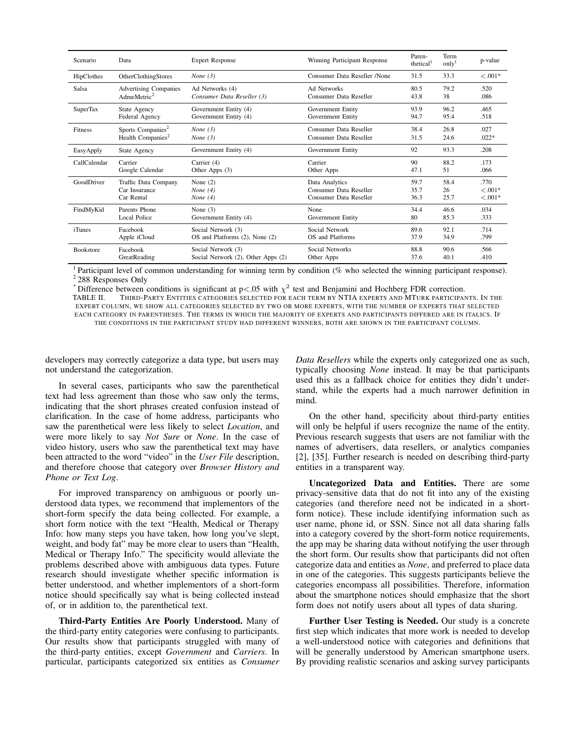| Scenario | Data | Expert Response | Winning Participant Response | Paren-thetical[1] | Term only[1] | p-value |
|---|---|---|---|---|---|---|
| HipClothes | OtherClothingStores | *None (3)* | Consumer Data Reseller /None | 31.5 | 33.3 | <.001* |
| Salsa | Advertising Companies | Ad Networks (4) | Ad Networks | 80.5 | 79.2 | .520 |
| | AdmeMetric[2] | *Consumer Data Reseller (3)* | Consumer Data Reseller | 43.8 | 38 | .086 |
| SuperTax | State Agency | Government Entity (4) | Government Entity | 93.9 | 96.2 | .465 |
| | Federal Agency | Government Entity (4) | Government Entity | 94.7 | 95.4 | .518 |
| Fitness | Sports Companies[2] | *None (3)* | Consumer Data Reseller | 38.4 | 26.8 | .027 |
| | Health Companies[2] | *None (3)* | Consumer Data Reseller | 31.5 | 24.6 | .022* |
| EasyApply | State Agency | Government Entity (4) | Government Entity | 92 | 93.3 | .208 |
| CallCalendar | Carrier | Carrier (4) | Carrier | 90 | 88.2 | .173 |
| | Google Calendar | Other Apps (3) | Other Apps | 47.1 | 51 | .066 |
| GoodDriver | Traffic Data Company | None (2) | Data Analytics | 59.7 | 58.4 | .770 |
| | Car Insurance | *None (4)* | Consumer Data Reseller | 35.7 | 26 | <.001* |
| | Car Rental | *None (4)* | Consumer Data Reseller | 36.3 | 25.7 | <.001* |
| FindMyKid | Parents Phone | None (3) | None | 34.4 | 46.6 | .034 |
| | Local Police | Government Entity (4) | Government Entity | 80 | 85.3 | .333 |
| iTunes | Facebook | Social Network (3) | Social Network | 89.6 | 92.1 | .714 |
| | Apple iCloud | OS and Platforms (2), None (2) | OS and Platforms | 37.9 | 34.9 | .799 |
| Bookstore | Facebook | Social Network (3) | Social Networks | 88.8 | 90.6 | .566 |
| | GreatReading | Social Network (2), Other Apps (2) | Other Apps | 37.6 | 40.1 | .410 |

[1] Participant level of common understanding for winning term by condition (% who selected the winning participant response).
[2] 288 Responses Only
* Difference between conditions is significant at $p<.05$ with $\chi^2$ test and Benjamini and Hochberg FDR correction.

TABLE II. Third-Party Entities categories selected for each term by NTIA experts and MTurk participants. In the expert column, we show all categories selected by two or more experts, with the number of experts that selected each category in parentheses. The terms in which the majority of experts and participants differed are in italics. If the conditions in the participant study had different winners, both are shown in the participant column.

developers may correctly categorize a data type, but users may not understand the categorization.

In several cases, participants who saw the parenthetical text had less agreement than those who saw only the terms, indicating that the short phrases created confusion instead of clarification. In the case of home address, participants who saw the parenthetical were less likely to select *Location*, and were more likely to say *Not Sure* or *None*. In the case of video history, users who saw the parenthetical text may have been attracted to the word "video" in the *User File* description, and therefore choose that category over *Browser History and Phone or Text Log*.

For improved transparency on ambiguous or poorly understood data types, we recommend that implementors of the short-form specify the data being collected. For example, a short form notice with the text "Health, Medical or Therapy Info: how many steps you have taken, how long you've slept, weight, and body fat" may be more clear to users than "Health, Medical or Therapy Info." The specificity would alleviate the problems described above with ambiguous data types. Future research should investigate whether specific information is better understood, and whether implementors of a short-form notice should specifically say what is being collected instead of, or in addition to, the parenthetical text.

**Third-Party Entities Are Poorly Understood.** Many of the third-party entity categories were confusing to participants. Our results show that participants struggled with many of the third-party entities, except *Government* and *Carriers*. In particular, participants categorized six entities as *Consumer Data Resellers* while the experts only categorized one as such, typically choosing *None* instead. It may be that participants used this as a fallback choice for entities they didn't understand, while the experts had a much narrower definition in mind.

On the other hand, specificity about third-party entities will only be helpful if users recognize the name of the entity. Previous research suggests that users are not familiar with the names of advertisers, data resellers, or analytics companies [2], [35]. Further research is needed on describing third-party entities in a transparent way.

**Uncategorized Data and Entities.** There are some privacy-sensitive data that do not fit into any of the existing categories (and therefore need not be indicated in a short-form notice). These include identifying information such as user name, phone id, or SSN. Since not all data sharing falls into a category covered by the short-form notice requirements, the app may be sharing data without notifying the user through the short form. Our results show that participants did not often categorize data and entities as *None*, and preferred to place data in one of the categories. This suggests participants believe the categories encompass all possibilities. Therefore, information about the smartphone notices should emphasize that the short form does not notify users about all types of data sharing.

**Further User Testing is Needed.** Our study is a concrete first step which indicates that more work is needed to develop a well-understood notice with categories and definitions that will be generally understood by American smartphone users. By providing realistic scenarios and asking survey participants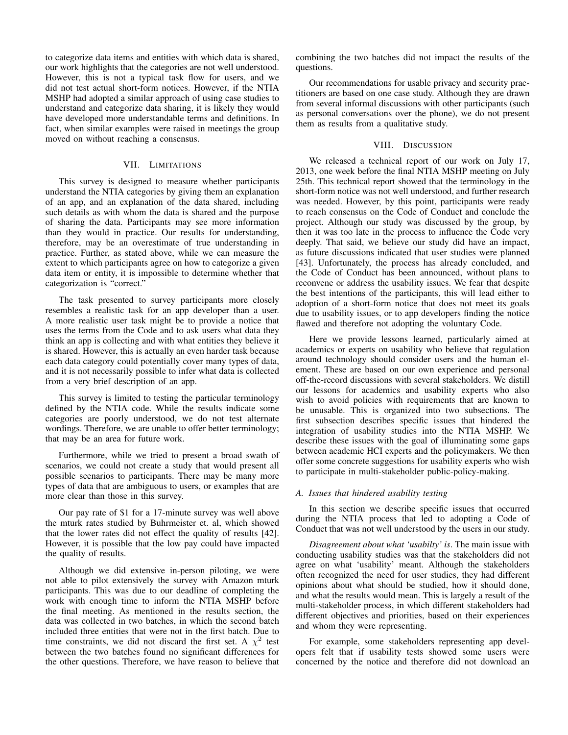to categorize data items and entities with which data is shared, our work highlights that the categories are not well understood. However, this is not a typical task flow for users, and we did not test actual short-form notices. However, if the NTIA MSHP had adopted a similar approach of using case studies to understand and categorize data sharing, it is likely they would have developed more understandable terms and definitions. In fact, when similar examples were raised in meetings the group moved on without reaching a consensus.

## VII. Limitations

This survey is designed to measure whether participants understand the NTIA categories by giving them an explanation of an app, and an explanation of the data shared, including such details as with whom the data is shared and the purpose of sharing the data. Participants may see more information than they would in practice. Our results for understanding, therefore, may be an overestimate of true understanding in practice. Further, as stated above, while we can measure the extent to which participants agree on how to categorize a given data item or entity, it is impossible to determine whether that categorization is "correct."

The task presented to survey participants more closely resembles a realistic task for an app developer than a user. A more realistic user task might be to provide a notice that uses the terms from the Code and to ask users what data they think an app is collecting and with what entities they believe it is shared. However, this is actually an even harder task because each data category could potentially cover many types of data, and it is not necessarily possible to infer what data is collected from a very brief description of an app.

This survey is limited to testing the particular terminology defined by the NTIA code. While the results indicate some categories are poorly understood, we do not test alternate wordings. Therefore, we are unable to offer better terminology; that may be an area for future work.

Furthermore, while we tried to present a broad swath of scenarios, we could not create a study that would present all possible scenarios to participants. There may be many more types of data that are ambiguous to users, or examples that are more clear than those in this survey.

Our pay rate of $1 for a 17-minute survey was well above the mturk rates studied by Buhrmeister et. al, which showed that the lower rates did not effect the quality of results [42]. However, it is possible that the low pay could have impacted the quality of results.

Although we did extensive in-person piloting, we were not able to pilot extensively the survey with Amazon mturk participants. This was due to our deadline of completing the work with enough time to inform the NTIA MSHP before the final meeting. As mentioned in the results section, the data was collected in two batches, in which the second batch included three entities that were not in the first batch. Due to time constraints, we did not discard the first set. A $\chi^2$ test between the two batches found no significant differences for the other questions. Therefore, we have reason to believe that combining the two batches did not impact the results of the questions.

Our recommendations for usable privacy and security practitioners are based on one case study. Although they are drawn from several informal discussions with other participants (such as personal conversations over the phone), we do not present them as results from a qualitative study.

## VIII. Discussion

We released a technical report of our work on July 17, 2013, one week before the final NTIA MSHP meeting on July 25th. This technical report showed that the terminology in the short-form notice was not well understood, and further research was needed. However, by this point, participants were ready to reach consensus on the Code of Conduct and conclude the project. Although our study was discussed by the group, by then it was too late in the process to influence the Code very deeply. That said, we believe our study did have an impact, as future discussions indicated that user studies were planned [43]. Unfortunately, the process has already concluded, and the Code of Conduct has been announced, without plans to reconvene or address the usability issues. We fear that despite the best intentions of the participants, this will lead either to adoption of a short-form notice that does not meet its goals due to usability issues, or to app developers finding the notice flawed and therefore not adopting the voluntary Code.

Here we provide lessons learned, particularly aimed at academics or experts on usability who believe that regulation around technology should consider users and the human element. These are based on our own experience and personal off-the-record discussions with several stakeholders. We distill our lessons for academics and usability experts who also wish to avoid policies with requirements that are known to be unusable. This is organized into two subsections. The first subsection describes specific issues that hindered the integration of usability studies into the NTIA MSHP. We describe these issues with the goal of illuminating some gaps between academic HCI experts and the policymakers. We then offer some concrete suggestions for usability experts who wish to participate in multi-stakeholder public-policy-making.

### A. Issues that hindered usability testing

In this section we describe specific issues that occurred during the NTIA process that led to adopting a Code of Conduct that was not well understood by the users in our study.

*Disagreement about what 'usabilty' is*. The main issue with conducting usability studies was that the stakeholders did not agree on what 'usability' meant. Although the stakeholders often recognized the need for user studies, they had different opinions about what should be studied, how it should done, and what the results would mean. This is largely a result of the multi-stakeholder process, in which different stakeholders had different objectives and priorities, based on their experiences and whom they were representing.

For example, some stakeholders representing app developers felt that if usability tests showed some users were concerned by the notice and therefore did not download an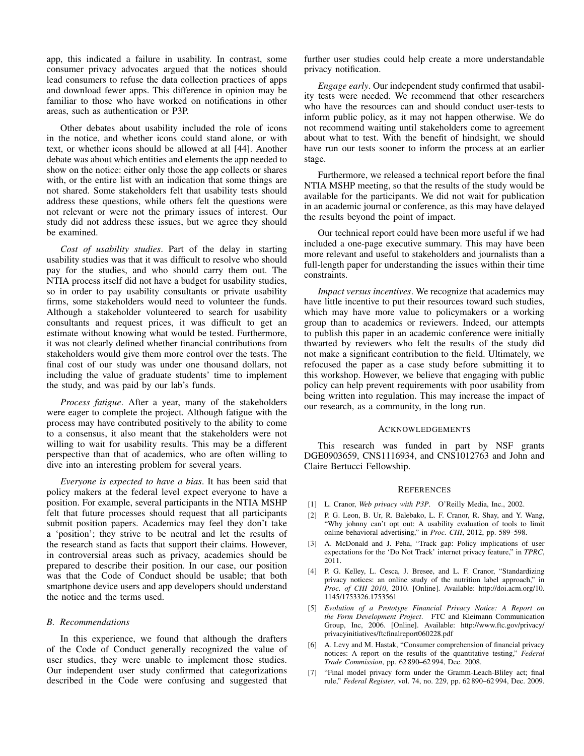app, this indicated a failure in usability. In contrast, some consumer privacy advocates argued that the notices should lead consumers to refuse the data collection practices of apps and download fewer apps. This difference in opinion may be familiar to those who have worked on notifications in other areas, such as authentication or P3P.

Other debates about usability included the role of icons in the notice, and whether icons could stand alone, or with text, or whether icons should be allowed at all [44]. Another debate was about which entities and elements the app needed to show on the notice: either only those the app collects or shares with, or the entire list with an indication that some things are not shared. Some stakeholders felt that usability tests should address these questions, while others felt the questions were not relevant or were not the primary issues of interest. Our study did not address these issues, but we agree they should be examined.

*Cost of usability studies*. Part of the delay in starting usability studies was that it was difficult to resolve who should pay for the studies, and who should carry them out. The NTIA process itself did not have a budget for usability studies, so in order to pay usability consultants or private usability firms, some stakeholders would need to volunteer the funds. Although a stakeholder volunteered to search for usability consultants and request prices, it was difficult to get an estimate without knowing what would be tested. Furthermore, it was not clearly defined whether financial contributions from stakeholders would give them more control over the tests. The final cost of our study was under one thousand dollars, not including the value of graduate students' time to implement the study, and was paid by our lab's funds.

*Process fatigue*. After a year, many of the stakeholders were eager to complete the project. Although fatigue with the process may have contributed positively to the ability to come to a consensus, it also meant that the stakeholders were not willing to wait for usability results. This may be a different perspective than that of academics, who are often willing to dive into an interesting problem for several years.

*Everyone is expected to have a bias*. It has been said that policy makers at the federal level expect everyone to have a position. For example, several participants in the NTIA MSHP felt that future processes should request that all participants submit position papers. Academics may feel they don't take a 'position'; they strive to be neutral and let the results of the research stand as facts that support their claims. However, in controversial areas such as privacy, academics should be prepared to describe their position. In our case, our position was that the Code of Conduct should be usable; that both smartphone device users and app developers should understand the notice and the terms used.

### B. Recommendations

In this experience, we found that although the drafters of the Code of Conduct generally recognized the value of user studies, they were unable to implement those studies. Our independent user study confirmed that categorizations described in the Code were confusing and suggested that further user studies could help create a more understandable privacy notification.

*Engage early*. Our independent study confirmed that usability tests were needed. We recommend that other researchers who have the resources can and should conduct user-tests to inform public policy, as it may not happen otherwise. We do not recommend waiting until stakeholders come to agreement about what to test. With the benefit of hindsight, we should have run our tests sooner to inform the process at an earlier stage.

Furthermore, we released a technical report before the final NTIA MSHP meeting, so that the results of the study would be available for the participants. We did not wait for publication in an academic journal or conference, as this may have delayed the results beyond the point of impact.

Our technical report could have been more useful if we had included a one-page executive summary. This may have been more relevant and useful to stakeholders and journalists than a full-length paper for understanding the issues within their time constraints.

*Impact versus incentives*. We recognize that academics may have little incentive to put their resources toward such studies, which may have more value to policymakers or a working group than to academics or reviewers. Indeed, our attempts to publish this paper in an academic conference were initially thwarted by reviewers who felt the results of the study did not make a significant contribution to the field. Ultimately, we refocused the paper as a case study before submitting it to this workshop. However, we believe that engaging with public policy can help prevent requirements with poor usability from being written into regulation. This may increase the impact of our research, as a community, in the long run.

## Acknowledgements

This research was funded in part by NSF grants DGE0903659, CNS1116934, and CNS1012763 and John and Claire Bertucci Fellowship.

## References

[1] L. Cranor, *Web privacy with P3P*. O'Reilly Media, Inc., 2002.

[2] P. G. Leon, B. Ur, R. Balebako, L. F. Cranor, R. Shay, and Y. Wang, "Why johnny can't opt out: A usability evaluation of tools to limit online behavioral advertising," in *Proc. CHI*, 2012, pp. 589–598.

[3] A. McDonald and J. Peha, "Track gap: Policy implications of user expectations for the 'Do Not Track' internet privacy feature," in *TPRC*, 2011.

[4] P. G. Kelley, L. Cesca, J. Bresee, and L. F. Cranor, "Standardizing privacy notices: an online study of the nutrition label approach," in *Proc. of CHI 2010*, 2010. [Online]. Available: http://doi.acm.org/10.1145/1753326.1753561

[5] *Evolution of a Prototype Financial Privacy Notice: A Report on the Form Development Project*. FTC and Kleimann Communication Group, Inc, 2006. [Online]. Available: http://www.ftc.gov/privacy/privacyinitiatives/ftcfinalreport060228.pdf

[6] A. Levy and M. Hastak, "Consumer comprehension of financial privacy notices: A report on the results of the quantitative testing," *Federal Trade Commission*, pp. 62 890–62 994, Dec. 2008.

[7] "Final model privacy form under the Gramm-Leach-Bliley act; final rule," *Federal Register*, vol. 74, no. 229, pp. 62 890–62 994, Dec. 2009.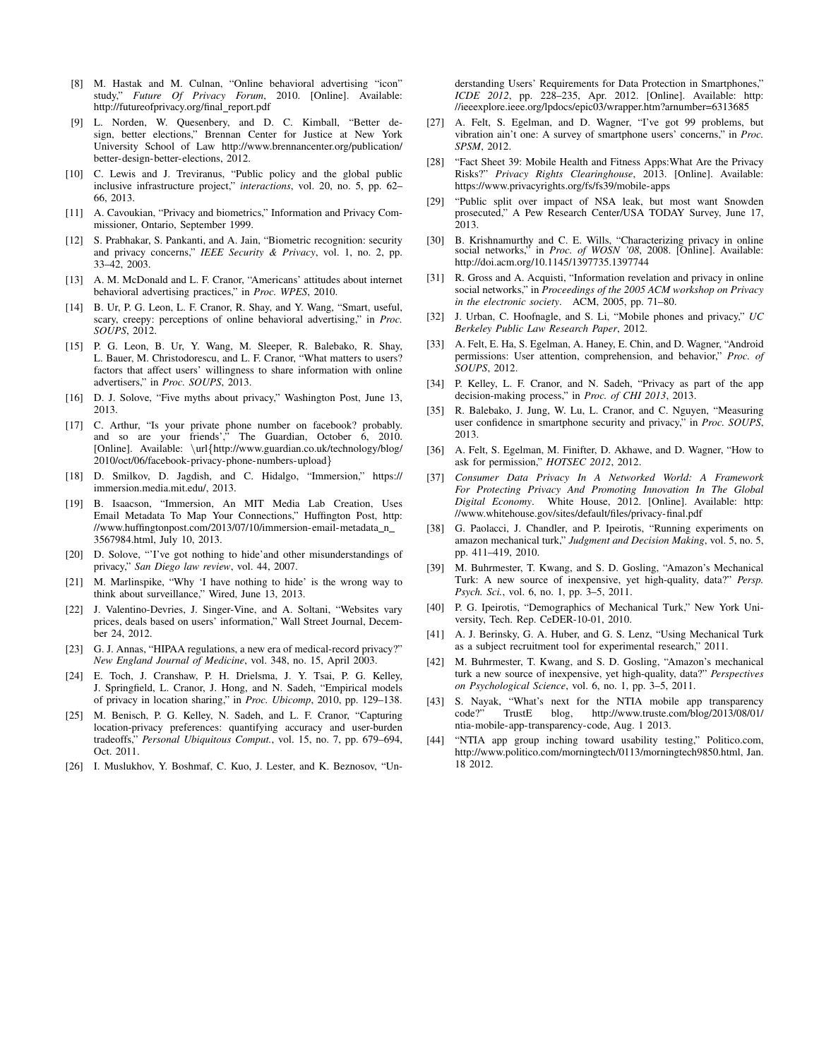[8] M. Hastak and M. Culnan, "Online behavioral advertising "icon" study," *Future Of Privacy Forum*, 2010. [Online]. Available: http://futureofprivacy.org/final_report.pdf

[9] L. Norden, W. Quesenbery, and D. C. Kimball, "Better design, better elections," Brennan Center for Justice at New York University School of Law http://www.brennancenter.org/publication/better-design-better-elections, 2012.

[10] C. Lewis and J. Treviranus, "Public policy and the global public inclusive infrastructure project," *interactions*, vol. 20, no. 5, pp. 62–66, 2013.

[11] A. Cavoukian, "Privacy and biometrics," Information and Privacy Commissioner, Ontario, September 1999.

[12] S. Prabhakar, S. Pankanti, and A. Jain, "Biometric recognition: security and privacy concerns," *IEEE Security & Privacy*, vol. 1, no. 2, pp. 33–42, 2003.

[13] A. M. McDonald and L. F. Cranor, "Americans' attitudes about internet behavioral advertising practices," in *Proc. WPES*, 2010.

[14] B. Ur, P. G. Leon, L. F. Cranor, R. Shay, and Y. Wang, "Smart, useful, scary, creepy: perceptions of online behavioral advertising," in *Proc. SOUPS*, 2012.

[15] P. G. Leon, B. Ur, Y. Wang, M. Sleeper, R. Balebako, R. Shay, L. Bauer, M. Christodorescu, and L. F. Cranor, "What matters to users? factors that affect users' willingness to share information with online advertisers," in *Proc. SOUPS*, 2013.

[16] D. J. Solove, "Five myths about privacy," Washington Post, June 13, 2013.

[17] C. Arthur, "Is your private phone number on facebook? probably. and so are your friends'," The Guardian, October 6, 2010. [Online]. Available: \url{http://www.guardian.co.uk/technology/blog/2010/oct/06/facebook-privacy-phone-numbers-upload}

[18] D. Smilkov, D. Jagdish, and C. Hidalgo, "Immersion," https://immersion.media.mit.edu/, 2013.

[19] B. Isaacson, "Immersion, An MIT Media Lab Creation, Uses Email Metadata To Map Your Connections," Huffington Post, http://www.huffingtonpost.com/2013/07/10/immersion-email-metadata_n_3567984.html, July 10, 2013.

[20] D. Solove, "'I've got nothing to hide'and other misunderstandings of privacy," *San Diego law review*, vol. 44, 2007.

[21] M. Marlinspike, "Why 'I have nothing to hide' is the wrong way to think about surveillance," Wired, June 13, 2013.

[22] J. Valentino-Devries, J. Singer-Vine, and A. Soltani, "Websites vary prices, deals based on users' information," Wall Street Journal, December 24, 2012.

[23] G. J. Annas, "HIPAA regulations, a new era of medical-record privacy?" *New England Journal of Medicine*, vol. 348, no. 15, April 2003.

[24] E. Toch, J. Cranshaw, P. H. Drielsma, J. Y. Tsai, P. G. Kelley, J. Springfield, L. Cranor, J. Hong, and N. Sadeh, "Empirical models of privacy in location sharing," in *Proc. Ubicomp*, 2010, pp. 129–138.

[25] M. Benisch, P. G. Kelley, N. Sadeh, and L. F. Cranor, "Capturing location-privacy preferences: quantifying accuracy and user-burden tradeoffs," *Personal Ubiquitous Comput.*, vol. 15, no. 7, pp. 679–694, Oct. 2011.

[26] I. Muslukhov, Y. Boshmaf, C. Kuo, J. Lester, and K. Beznosov, "Understanding Users' Requirements for Data Protection in Smartphones," *ICDE 2012*, pp. 228–235, Apr. 2012. [Online]. Available: http://ieeexplore.ieee.org/lpdocs/epic03/wrapper.htm?arnumber=6313685

[27] A. Felt, S. Egelman, and D. Wagner, "I've got 99 problems, but vibration ain't one: A survey of smartphone users' concerns," in *Proc. SPSM*, 2012.

[28] "Fact Sheet 39: Mobile Health and Fitness Apps:What Are the Privacy Risks?" *Privacy Rights Clearinghouse*, 2013. [Online]. Available: https://www.privacyrights.org/fs/fs39/mobile-apps

[29] "Public split over impact of NSA leak, but most want Snowden prosecuted," A Pew Research Center/USA TODAY Survey, June 17, 2013.

[30] B. Krishnamurthy and C. E. Wills, "Characterizing privacy in online social networks," in *Proc. of WOSN '08*, 2008. [Online]. Available: http://doi.acm.org/10.1145/1397735.1397744

[31] R. Gross and A. Acquisti, "Information revelation and privacy in online social networks," in *Proceedings of the 2005 ACM workshop on Privacy in the electronic society*. ACM, 2005, pp. 71–80.

[32] J. Urban, C. Hoofnagle, and S. Li, "Mobile phones and privacy," *UC Berkeley Public Law Research Paper*, 2012.

[33] A. Felt, E. Ha, S. Egelman, A. Haney, E. Chin, and D. Wagner, "Android permissions: User attention, comprehension, and behavior," *Proc. of SOUPS*, 2012.

[34] P. Kelley, L. F. Cranor, and N. Sadeh, "Privacy as part of the app decision-making process," in *Proc. of CHI 2013*, 2013.

[35] R. Balebako, J. Jung, W. Lu, L. Cranor, and C. Nguyen, "Measuring user confidence in smartphone security and privacy," in *Proc. SOUPS*, 2013.

[36] A. Felt, S. Egelman, M. Finifter, D. Akhawe, and D. Wagner, "How to ask for permission," *HOTSEC 2012*, 2012.

[37] *Consumer Data Privacy In A Networked World: A Framework For Protecting Privacy And Promoting Innovation In The Global Digital Economy*. White House, 2012. [Online]. Available: http://www.whitehouse.gov/sites/default/files/privacy-final.pdf

[38] G. Paolacci, J. Chandler, and P. Ipeirotis, "Running experiments on amazon mechanical turk," *Judgment and Decision Making*, vol. 5, no. 5, pp. 411–419, 2010.

[39] M. Buhrmester, T. Kwang, and S. D. Gosling, "Amazon's Mechanical Turk: A new source of inexpensive, yet high-quality, data?" *Persp. Psych. Sci.*, vol. 6, no. 1, pp. 3–5, 2011.

[40] P. G. Ipeirotis, "Demographics of Mechanical Turk," New York University, Tech. Rep. CeDER-10-01, 2010.

[41] A. J. Berinsky, G. A. Huber, and G. S. Lenz, "Using Mechanical Turk as a subject recruitment tool for experimental research," 2011.

[42] M. Buhrmester, T. Kwang, and S. D. Gosling, "Amazon's mechanical turk a new source of inexpensive, yet high-quality, data?" *Perspectives on Psychological Science*, vol. 6, no. 1, pp. 3–5, 2011.

[43] S. Nayak, "What's next for the NTIA mobile app transparency code?" TrustE blog, http://www.truste.com/blog/2013/08/01/ntia-mobile-app-transparency-code, Aug. 1 2013.

[44] "NTIA app group inching toward usability testing," Politico.com, http://www.politico.com/morningtech/0113/morningtech9850.html, Jan. 18 2012.